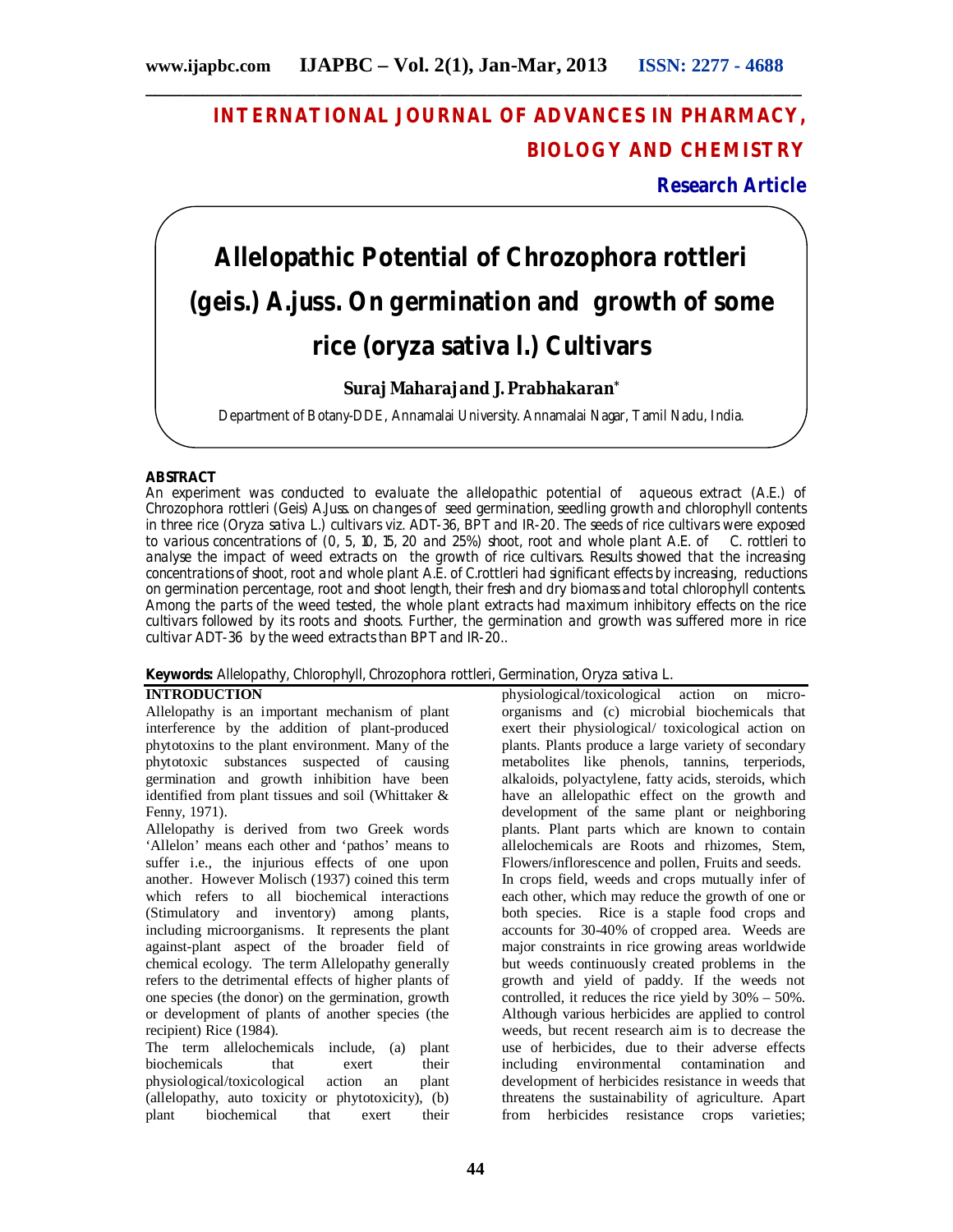# INTERNATIONAL JOURNAL OF ADVANCES IN PHARMACY, BIOLOGY AND CHEMISTRY

**Research Article**

# Allelopathic Potential of Chrozophora rottleri (geis.) A.juss. On germination and growth of some rice (oryza sativa l.) Cultivars

**Suraj Maharaj and J. Prabhakaran***

Department of Botany-DDE, Annamalai University. Annamalai Nagar, Tamil Nadu, India.

## ABSTRACT

An experiment was conducted to evaluate the allelopathic potential of aqueous extract (A.E.) of Chrozophora rottleri (Geis) A.Juss. on changes of seed germination, seedling growth and chlorophyll contents in three rice (Oryza sativa L.) cultivars viz. ADT-36, BPT and IR-20. The seeds of rice cultivars were exposed to various concentrations of (0, 5, 10, 15, 20 and 25%) shoot, root and whole plant A.E. of C. rottleri to analyse the impact of weed extracts on the growth of rice cultivars. Results showed that the increasing concentrations of shoot, root and whole plant A.E. of C.rottleri had significant effects by increasing, reductions on germination percentage, root and shoot length, their fresh and dry biomass and total chlorophyll contents. Among the parts of the weed tested, the whole plant extracts had maximum inhibitory effects on the rice cultivars followed by its roots and shoots. Further, the germination and growth was suffered more in rice cultivar ADT-36 by the weed extracts than BPT and IR-20..

**Keywords:** Allelopathy, Chlorophyll, Chrozophora rottleri, Germination, Oryza sativa L.

## INTRODUCTION

Allelopathy is an important mechanism of plant interference by the addition of plant-produced phytotoxins to the plant environment. Many of the phytotoxic substances suspected of causing germination and growth inhibition have been identified from plant tissues and soil (Whittaker & Fenny, 1971).

Allelopathy is derived from two Greek words 'Allelon' means each other and 'pathos' means to suffer i.e., the injurious effects of one upon another. However Molisch (1937) coined this term which refers to all biochemical interactions (Stimulatory and inventory) among plants, including microorganisms. It represents the plant against-plant aspect of the broader field of chemical ecology. The term Allelopathy generally refers to the detrimental effects of higher plants of one species (the donor) on the germination, growth or development of plants of another species (the recipient) Rice (1984).

The term allelochemicals include, (a) plant biochemicals that exert their physiological/toxicological action an plant (allelopathy, auto toxicity or phytotoxicity), (b) plant biochemical that exert their physiological/toxicological action on micro-organisms and (c) microbial biochemicals that exert their physiological/ toxicological action on plants. Plants produce a large variety of secondary metabolites like phenols, tannins, terperiods, alkaloids, polyactylene, fatty acids, steroids, which have an allelopathic effect on the growth and development of the same plant or neighboring plants. Plant parts which are known to contain allelochemicals are Roots and rhizomes, Stem, Flowers/inflorescence and pollen, Fruits and seeds.

In crops field, weeds and crops mutually infer of each other, which may reduce the growth of one or both species. Rice is a staple food crops and accounts for 30-40% of cropped area. Weeds are major constraints in rice growing areas worldwide but weeds continuously created problems in the growth and yield of paddy. If the weeds not controlled, it reduces the rice yield by 30% – 50%. Although various herbicides are applied to control weeds, but recent research aim is to decrease the use of herbicides, due to their adverse effects including environmental contamination and development of herbicides resistance in weeds that threatens the sustainability of agriculture. Apart from herbicides resistance crops varieties;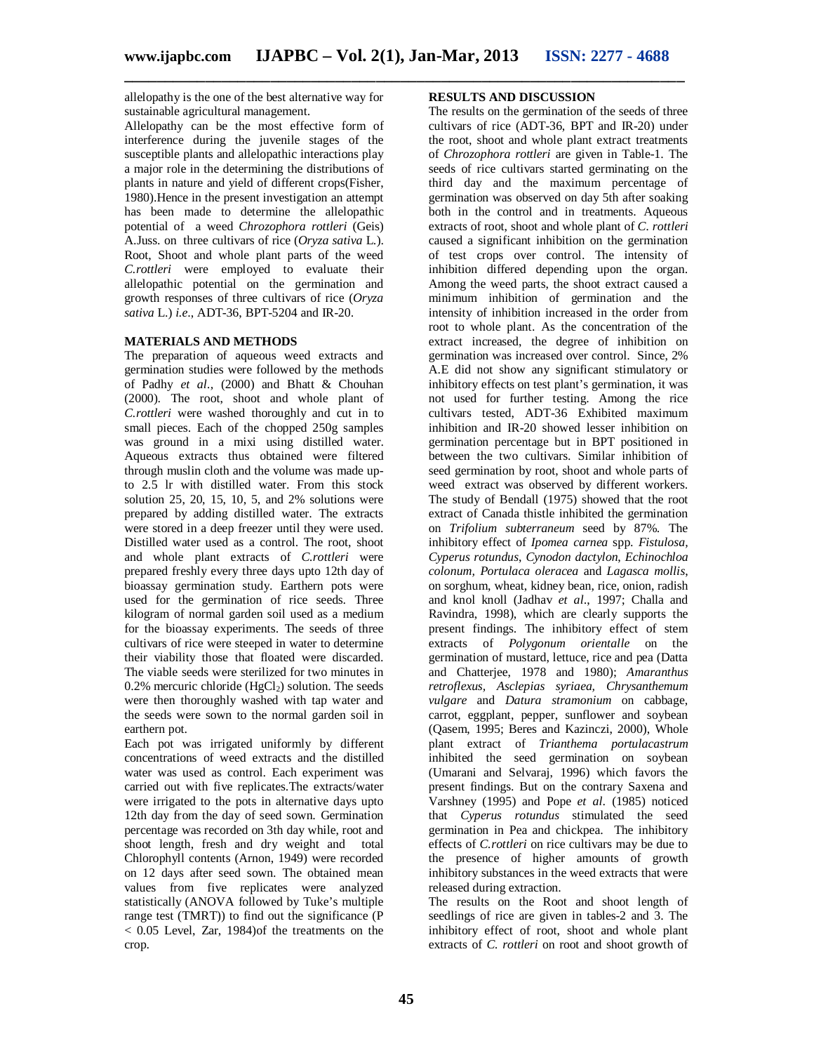allelopathy is the one of the best alternative way for sustainable agricultural management.

Allelopathy can be the most effective form of interference during the juvenile stages of the susceptible plants and allelopathic interactions play a major role in the determining the distributions of plants in nature and yield of different crops(Fisher, 1980).Hence in the present investigation an attempt has been made to determine the allelopathic potential of a weed *Chrozophora rottleri* (Geis) A.Juss. on three cultivars of rice (*Oryza sativa* L.). Root, Shoot and whole plant parts of the weed *C.rottleri* were employed to evaluate their allelopathic potential on the germination and growth responses of three cultivars of rice (*Oryza sativa* L.) *i.e*., ADT-36, BPT-5204 and IR-20.

## MATERIALS AND METHODS

The preparation of aqueous weed extracts and germination studies were followed by the methods of Padhy *et al.,* (2000) and Bhatt & Chouhan (2000). The root, shoot and whole plant of *C.rottleri* were washed thoroughly and cut in to small pieces. Each of the chopped 250g samples was ground in a mixi using distilled water. Aqueous extracts thus obtained were filtered through muslin cloth and the volume was made up-to 2.5 lr with distilled water. From this stock solution 25, 20, 15, 10, 5, and 2% solutions were prepared by adding distilled water. The extracts were stored in a deep freezer until they were used. Distilled water used as a control. The root, shoot and whole plant extracts of *C.rottleri* were prepared freshly every three days upto 12th day of bioassay germination study. Earthern pots were used for the germination of rice seeds. Three kilogram of normal garden soil used as a medium for the bioassay experiments. The seeds of three cultivars of rice were steeped in water to determine their viability those that floated were discarded. The viable seeds were sterilized for two minutes in 0.2% mercuric chloride ($HgCl_2$) solution. The seeds were then thoroughly washed with tap water and the seeds were sown to the normal garden soil in earthern pot.

Each pot was irrigated uniformly by different concentrations of weed extracts and the distilled water was used as control. Each experiment was carried out with five replicates.The extracts/water were irrigated to the pots in alternative days upto 12th day from the day of seed sown. Germination percentage was recorded on 3th day while, root and shoot length, fresh and dry weight and total Chlorophyll contents (Arnon, 1949) were recorded on 12 days after seed sown. The obtained mean values from five replicates were analyzed statistically (ANOVA followed by Tuke's multiple range test (TMRT)) to find out the significance ($P < 0.05$ Level, Zar, 1984)of the treatments on the crop.

## RESULTS AND DISCUSSION

The results on the germination of the seeds of three cultivars of rice (ADT-36, BPT and IR-20) under the root, shoot and whole plant extract treatments of *Chrozophora rottleri* are given in Table-1. The seeds of rice cultivars started germinating on the third day and the maximum percentage of germination was observed on day 5th after soaking both in the control and in treatments. Aqueous extracts of root, shoot and whole plant of *C. rottleri* caused a significant inhibition on the germination of test crops over control. The intensity of inhibition differed depending upon the organ. Among the weed parts, the shoot extract caused a minimum inhibition of germination and the intensity of inhibition increased in the order from root to whole plant. As the concentration of the extract increased, the degree of inhibition on germination was increased over control. Since, 2% A.E did not show any significant stimulatory or inhibitory effects on test plant's germination, it was not used for further testing. Among the rice cultivars tested, ADT-36 Exhibited maximum inhibition and IR-20 showed lesser inhibition on germination percentage but in BPT positioned in between the two cultivars. Similar inhibition of seed germination by root, shoot and whole parts of weed extract was observed by different workers. The study of Bendall (1975) showed that the root extract of Canada thistle inhibited the germination on *Trifolium subterraneum* seed by 87%. The inhibitory effect of *Ipomea carnea* spp. *Fistulosa, Cyperus rotundus, Cynodon dactylon, Echinochloa colonum, Portulaca oleracea* and *Lagasca mollis,* on sorghum, wheat, kidney bean, rice, onion, radish and knol knoll (Jadhav *et al*., 1997; Challa and Ravindra, 1998), which are clearly supports the present findings. The inhibitory effect of stem extracts of *Polygonum orientalle* on the germination of mustard, lettuce, rice and pea (Datta and Chatterjee, 1978 and 1980); *Amaranthus retroflexus, Asclepias syriaea, Chrysanthemum vulgare* and *Datura stramonium* on cabbage, carrot, eggplant, pepper, sunflower and soybean (Qasem, 1995; Beres and Kazinczi, 2000), Whole plant extract of *Trianthema portulacastrum* inhibited the seed germination on soybean (Umarani and Selvaraj, 1996) which favors the present findings. But on the contrary Saxena and Varshney (1995) and Pope *et al*. (1985) noticed that *Cyperus rotundus* stimulated the seed germination in Pea and chickpea. The inhibitory effects of *C.rottleri* on rice cultivars may be due to the presence of higher amounts of growth inhibitory substances in the weed extracts that were released during extraction.

The results on the Root and shoot length of seedlings of rice are given in tables-2 and 3. The inhibitory effect of root, shoot and whole plant extracts of *C. rottleri* on root and shoot growth of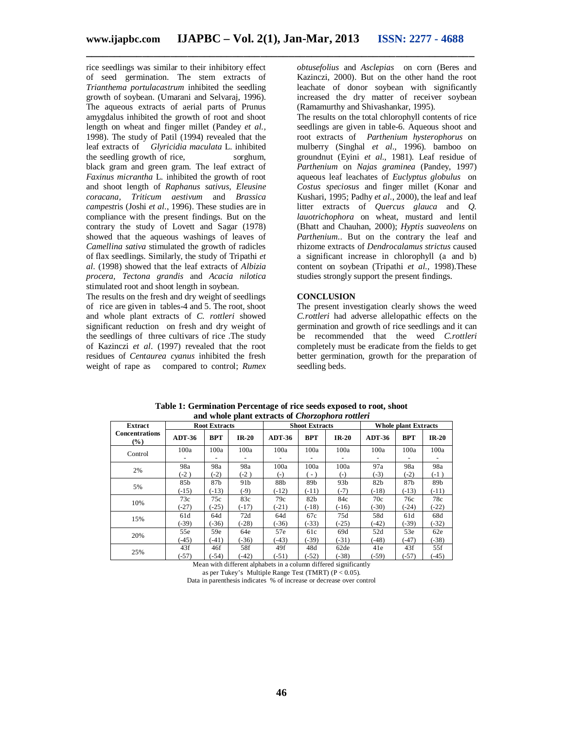rice seedlings was similar to their inhibitory effect of seed germination. The stem extracts of *Trianthema portulacastrum* inhibited the seedling growth of soybean. (Umarani and Selvaraj, 1996). The aqueous extracts of aerial parts of Prunus amygdalus inhibited the growth of root and shoot length on wheat and finger millet (Pandey *et al.*, 1998). The study of Patil (1994) revealed that the leaf extracts of *Glyricidia maculata* L. inhibited the seedling growth of rice, sorghum, black gram and green gram. The leaf extract of *Faxinus micrantha* L. inhibited the growth of root and shoot length of *Raphanus sativus, Eleusine coracana, Triticum aestivum* and *Brassica campest*ris (Joshi *et al.*, 1996). These studies are in compliance with the present findings. But on the contrary the study of Lovett and Sagar (1978) showed that the aqueous washings of leaves of *Camellina sativa* stimulated the growth of radicles of flax seedlings. Similarly, the study of Tripathi *et al*. (1998) showed that the leaf extracts of *Albizia procera, Tectona grandis* and *Acacia nilotica* stimulated root and shoot length in soybean.

The results on the fresh and dry weight of seedlings of rice are given in tables-4 and 5. The root, shoot and whole plant extracts of *C. rottleri* showed significant reduction on fresh and dry weight of the seedlings of three cultivars of rice .The study of Kazinczi *et al*. (1997) revealed that the root residues of *Centaurea cyanus* inhibited the fresh weight of rape as compared to control; *Rumex obtusefolius* and *Asclepias* on corn (Beres and Kazinczi, 2000). But on the other hand the root leachate of donor soybean with significantly increased the dry matter of receiver soybean (Ramamurthy and Shivashankar, 1995).

The results on the total chlorophyll contents of rice seedlings are given in table-6. Aqueous shoot and root extracts of *Parthenium hysterophorus* on mulberry (Singhal *et al.,* 1996). bamboo on groundnut (Eyini *et al.,* 1981). Leaf residue of *Parthenium* on *Najas graminea* (Pandey, 1997) aqueous leaf leachates of *Euclyptus globulus* on *Costus speciosus* and finger millet (Konar and Kushari, 1995; Padhy *et al.*, 2000), the leaf and leaf litter extracts of *Quercus glauca* and *Q. lauotrichophora* on wheat, mustard and lentil (Bhatt and Chauhan, 2000); *Hyptis suaveolens* on *Parthenium*.. But on the contrary the leaf and rhizome extracts of *Dendrocalamus strictus* caused a significant increase in chlorophyll (a and b) content on soybean (Tripathi *et al.,* 1998).These studies strongly support the present findings.

## CONCLUSION

The present investigation clearly shows the weed *C.rottleri* had adverse allelopathic effects on the germination and growth of rice seedlings and it can be recommended that the weed *C.rottleri* completely must be eradicate from the fields to get better germination, growth for the preparation of seedling beds.

**Table 1: Germination Percentage of rice seeds exposed to root, shoot and whole plant extracts of *Chorzophora rottleri***

| Extract Concentrations (%) | Root Extracts | | | Shoot Extracts | | | Whole plant Extracts | | |
|---|---|---|---|---|---|---|---|---|---|
| | ADT-36 | BPT | IR-20 | ADT-36 | BPT | IR-20 | ADT-36 | BPT | IR-20 |
| Control | 100a<br>- | 100a<br>- | 100a<br>- | 100a<br>- | 100a<br>- | 100a<br>- | 100a<br>- | 100a<br>- | 100a<br>- |
| 2% | 98a<br>(-2 ) | 98a<br>(-2) | 98a<br>(-2 ) | 100a<br>(-) | 100a<br>( - ) | 100a<br>(-) | 97a<br>(-3) | 98a<br>(-2) | 98a<br>(-1 ) |
| 5% | 85b<br>(-15) | 87b<br>(-13) | 91b<br>(-9) | 88b<br>(-12) | 89b<br>(-11) | 93b<br>(-7) | 82b<br>(-18) | 87b<br>(-13) | 89b<br>(-11) |
| 10% | 73c<br>(-27) | 75c<br>(-25) | 83c<br>(-17) | 79c<br>(-21) | 82b<br>(-18) | 84c<br>(-16) | 70c<br>(-30) | 76c<br>(-24) | 78c<br>(-22) |
| 15% | 61d<br>(-39) | 64d<br>(-36) | 72d<br>(-28) | 64d<br>(-36) | 67c<br>(-33) | 75d<br>(-25) | 58d<br>(-42) | 61d<br>(-39) | 68d<br>(-32) |
| 20% | 55e<br>(-45) | 59e<br>(-41) | 64e<br>(-36) | 57e<br>(-43) | 61c<br>(-39) | 69d<br>(-31) | 52d<br>(-48) | 53e<br>(-47) | 62e<br>(-38) |
| 25% | 43f<br>(-57) | 46f<br>(-54) | 58f<br>(-42) | 49f<br>(-51) | 48d<br>(-52) | 62de<br>(-38) | 41e<br>(-59) | 43f<br>(-57) | 55f<br>(-45) |

Mean with different alphabets in a column differed significantly as per Tukey's Multiple Range Test (TMRT) ($P < 0.05$).

Data in parenthesis indicates % of increase or decrease over control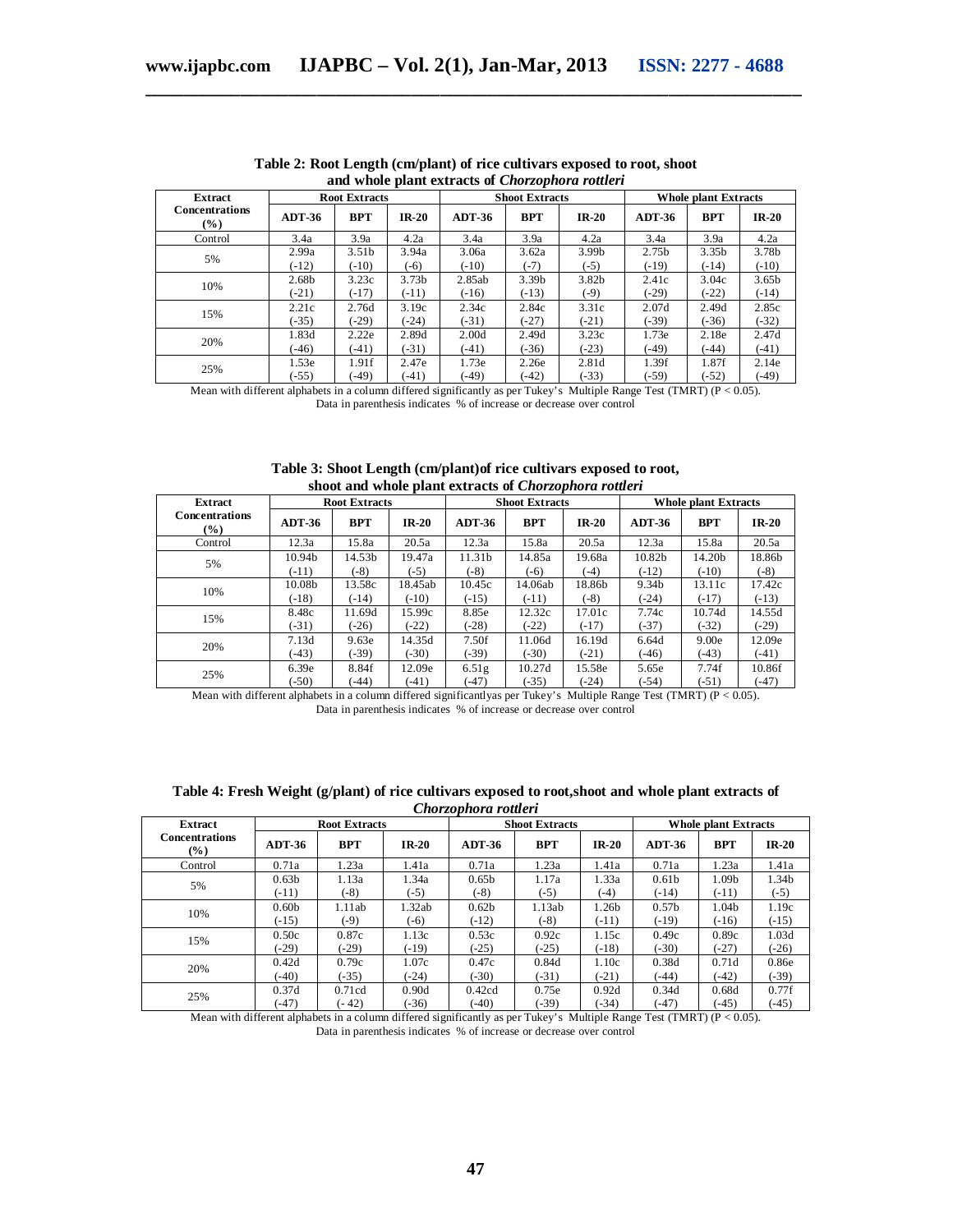**Table 2: Root Length (cm/plant) of rice cultivars exposed to root, shoot and whole plant extracts of *Chorzophora rottleri***

| Extract Concentrations (%) | Root Extracts | | | Shoot Extracts | | | Whole plant Extracts | | |
|---|---|---|---|---|---|---|---|---|---|
| | ADT-36 | BPT | IR-20 | ADT-36 | BPT | IR-20 | ADT-36 | BPT | IR-20 |
| Control | 3.4a | 3.9a | 4.2a | 3.4a | 3.9a | 4.2a | 3.4a | 3.9a | 4.2a |
| 5% | 2.99a (-12) | 3.51b (-10) | 3.94a (-6) | 3.06a (-10) | 3.62a (-7) | 3.99b (-5) | 2.75b (-19) | 3.35b (-14) | 3.78b (-10) |
| 10% | 2.68b (-21) | 3.23c (-17) | 3.73b (-11) | 2.85ab (-16) | 3.39b (-13) | 3.82b (-9) | 2.41c (-29) | 3.04c (-22) | 3.65b (-14) |
| 15% | 2.21c (-35) | 2.76d (-29) | 3.19c (-24) | 2.34c (-31) | 2.84c (-27) | 3.31c (-21) | 2.07d (-39) | 2.49d (-36) | 2.85c (-32) |
| 20% | 1.83d (-46) | 2.22e (-41) | 2.89d (-31) | 2.00d (-41) | 2.49d (-36) | 3.23c (-23) | 1.73e (-49) | 2.18e (-44) | 2.47d (-41) |
| 25% | 1.53e (-55) | 1.91f (-49) | 2.47e (-41) | 1.73e (-49) | 2.26e (-42) | 2.81d (-33) | 1.39f (-59) | 1.87f (-52) | 2.14e (-49) |

Mean with different alphabets in a column differed significantly as per Tukey's Multiple Range Test (TMRT) ($P < 0.05$).
Data in parenthesis indicates % of increase or decrease over control

**Table 3: Shoot Length (cm/plant)of rice cultivars exposed to root, shoot and whole plant extracts of *Chorzophora rottleri***

| Extract Concentrations (%) | Root Extracts | | | Shoot Extracts | | | Whole plant Extracts | | |
|---|---|---|---|---|---|---|---|---|---|
| | ADT-36 | BPT | IR-20 | ADT-36 | BPT | IR-20 | ADT-36 | BPT | IR-20 |
| Control | 12.3a | 15.8a | 20.5a | 12.3a | 15.8a | 20.5a | 12.3a | 15.8a | 20.5a |
| 5% | 10.94b (-11) | 14.53b (-8) | 19.47a (-5) | 11.31b (-8) | 14.85a (-6) | 19.68a (-4) | 10.82b (-12) | 14.20b (-10) | 18.86b (-8) |
| 10% | 10.08b (-18) | 13.58c (-14) | 18.45ab (-10) | 10.45c (-15) | 14.06ab (-11) | 18.86b (-8) | 9.34b (-24) | 13.11c (-17) | 17.42c (-13) |
| 15% | 8.48c (-31) | 11.69d (-26) | 15.99c (-22) | 8.85e (-28) | 12.32c (-22) | 17.01c (-17) | 7.74c (-37) | 10.74d (-32) | 14.55d (-29) |
| 20% | 7.13d (-43) | 9.63e (-39) | 14.35d (-30) | 7.50f (-39) | 11.06d (-30) | 16.19d (-21) | 6.64d (-46) | 9.00e (-43) | 12.09e (-41) |
| 25% | 6.39e (-50) | 8.84f (-44) | 12.09e (-41) | 6.51g (-47) | 10.27d (-35) | 15.58e (-24) | 5.65e (-54) | 7.74f (-51) | 10.86f (-47) |

Mean with different alphabets in a column differed significantlyas per Tukey's Multiple Range Test (TMRT) ($P < 0.05$).
Data in parenthesis indicates % of increase or decrease over control

**Table 4: Fresh Weight (g/plant) of rice cultivars exposed to root,shoot and whole plant extracts of *Chorzophora rottleri***

| Extract Concentrations (%) | Root Extracts | | | Shoot Extracts | | | Whole plant Extracts | | |
|---|---|---|---|---|---|---|---|---|---|
| | ADT-36 | BPT | IR-20 | ADT-36 | BPT | IR-20 | ADT-36 | BPT | IR-20 |
| Control | 0.71a | 1.23a | 1.41a | 0.71a | 1.23a | 1.41a | 0.71a | 1.23a | 1.41a |
| 5% | 0.63b (-11) | 1.13a (-8) | 1.34a (-5) | 0.65b (-8) | 1.17a (-5) | 1.33a (-4) | 0.61b (-14) | 1.09b (-11) | 1.34b (-5) |
| 10% | 0.60b (-15) | 1.11ab (-9) | 1.32ab (-6) | 0.62b (-12) | 1.13ab (-8) | 1.26b (-11) | 0.57b (-19) | 1.04b (-16) | 1.19c (-15) |
| 15% | 0.50c (-29) | 0.87c (-29) | 1.13c (-19) | 0.53c (-25) | 0.92c (-25) | 1.15c (-18) | 0.49c (-30) | 0.89c (-27) | 1.03d (-26) |
| 20% | 0.42d (-40) | 0.79c (-35) | 1.07c (-24) | 0.47c (-30) | 0.84d (-31) | 1.10c (-21) | 0.38d (-44) | 0.71d (-42) | 0.86e (-39) |
| 25% | 0.37d (-47) | 0.71cd (- 42) | 0.90d (-36) | 0.42cd (-40) | 0.75e (-39) | 0.92d (-34) | 0.34d (-47) | 0.68d (-45) | 0.77f (-45) |

Mean with different alphabets in a column differed significantly as per Tukey's Multiple Range Test (TMRT) ($P < 0.05$).
Data in parenthesis indicates % of increase or decrease over control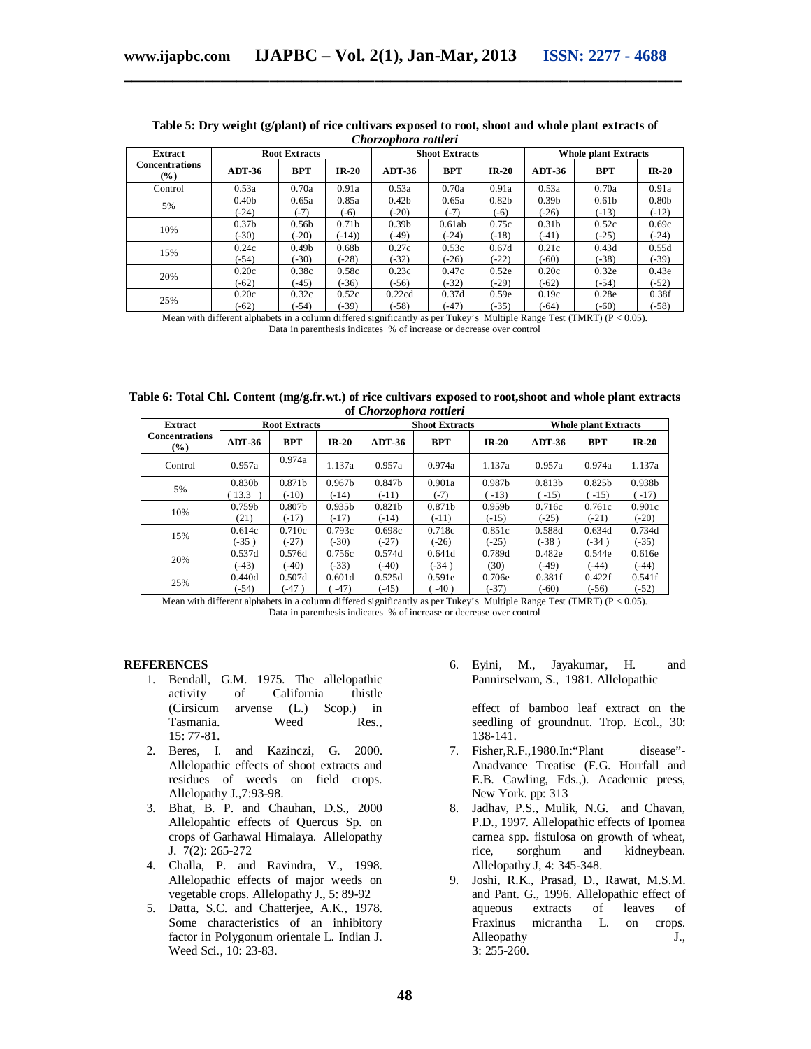**Table 5: Dry weight (g/plant) of rice cultivars exposed to root, shoot and whole plant extracts of *Chorzophora rottleri***

| Extract Concentrations (%) | Root Extracts | | | Shoot Extracts | | | Whole plant Extracts | | |
|---|---|---|---|---|---|---|---|---|---|
| | ADT-36 | BPT | IR-20 | ADT-36 | BPT | IR-20 | ADT-36 | BPT | IR-20 |
| Control | 0.53a | 0.70a | 0.91a | 0.53a | 0.70a | 0.91a | 0.53a | 0.70a | 0.91a |
| 5% | 0.40b (-24) | 0.65a (-7) | 0.85a (-6) | 0.42b (-20) | 0.65a (-7) | 0.82b (-6) | 0.39b (-26) | 0.61b (-13) | 0.80b (-12) |
| 10% | 0.37b (-30) | 0.56b (-20) | 0.71b (-14)) | 0.39b (-49) | 0.61ab (-24) | 0.75c (-18) | 0.31b (-41) | 0.52c (-25) | 0.69c (-24) |
| 15% | 0.24c (-54) | 0.49b (-30) | 0.68b (-28) | 0.27c (-32) | 0.53c (-26) | 0.67d (-22) | 0.21c (-60) | 0.43d (-38) | 0.55d (-39) |
| 20% | 0.20c (-62) | 0.38c (-45) | 0.58c (-36) | 0.23c (-56) | 0.47c (-32) | 0.52e (-29) | 0.20c (-62) | 0.32e (-54) | 0.43e (-52) |
| 25% | 0.20c (-62) | 0.32c (-54) | 0.52c (-39) | 0.22cd (-58) | 0.37d (-47) | 0.59e (-35) | 0.19c (-64) | 0.28e (-60) | 0.38f (-58) |

Mean with different alphabets in a column differed significantly as per Tukey's Multiple Range Test (TMRT) ($P < 0.05$).
Data in parenthesis indicates % of increase or decrease over control

**Table 6: Total Chl. Content (mg/g.fr.wt.) of rice cultivars exposed to root,shoot and whole plant extracts of *Chorzophora rottleri***

| Extract Concentrations (%) | Root Extracts | | | Shoot Extracts | | | Whole plant Extracts | | |
|---|---|---|---|---|---|---|---|---|---|
| | ADT-36 | BPT | IR-20 | ADT-36 | BPT | IR-20 | ADT-36 | BPT | IR-20 |
| Control | 0.957a | 0.974a | 1.137a | 0.957a | 0.974a | 1.137a | 0.957a | 0.974a | 1.137a |
| 5% | 0.830b ( 13.3 ) | 0.871b (-10) | 0.967b (-14) | 0.847b (-11) | 0.901a (-7) | 0.987b ( -13) | 0.813b ( -15) | 0.825b ( -15) | 0.938b ( -17) |
| 10% | 0.759b (21) | 0.807b (-17) | 0.935b (-17) | 0.821b (-14) | 0.871b (-11) | 0.959b (-15) | 0.716c (-25) | 0.761c (-21) | 0.901c (-20) |
| 15% | 0.614c (-35 ) | 0.710c (-27) | 0.793c (-30) | 0.698c (-27) | 0.718c (-26) | 0.851c (-25) | 0.588d (-38 ) | 0.634d (-34 ) | 0.734d (-35) |
| 20% | 0.537d (-43) | 0.576d (-40) | 0.756c (-33) | 0.574d (-40) | 0.641d (-34 ) | 0.789d (30) | 0.482e (-49) | 0.544e (-44) | 0.616e (-44) |
| 25% | 0.440d (-54) | 0.507d (-47 ) | 0.601d ( -47) | 0.525d (-45) | 0.591e ( -40 ) | 0.706e (-37) | 0.381f (-60) | 0.422f (-56) | 0.541f (-52) |

Mean with different alphabets in a column differed significantly as per Tukey's Multiple Range Test (TMRT) ($P < 0.05$).
Data in parenthesis indicates % of increase or decrease over control

## REFERENCES

1. Bendall, G.M. 1975. The allelopathic activity of California thistle (Cirsicum arvense (L.) Scop.) in Tasmania. Weed Res., 15: 77-81.
2. Beres, I. and Kazinczi, G. 2000. Allelopathic effects of shoot extracts and residues of weeds on field crops. Allelopathy J.,7:93-98.
3. Bhat, B. P. and Chauhan, D.S., 2000 Allelopahtic effects of Quercus Sp. on crops of Garhawal Himalaya. Allelopathy J. 7(2): 265-272
4. Challa, P. and Ravindra, V., 1998. Allelopathic effects of major weeds on vegetable crops. Allelopathy J., 5: 89-92
5. Datta, S.C. and Chatterjee, A.K., 1978. Some characteristics of an inhibitory factor in Polygonum orientale L. Indian J. Weed Sci., 10: 23-83.
6. Eyini, M., Jayakumar, H. and Pannirselvam, S., 1981. Allelopathic effect of bamboo leaf extract on the seedling of groundnut. Trop. Ecol., 30: 138-141.
7. Fisher,R.F.,1980.In:"Plant disease"- Anadvance Treatise (F.G. Horrfall and E.B. Cawling, Eds.,). Academic press, New York. pp: 313
8. Jadhav, P.S., Mulik, N.G. and Chavan, P.D., 1997. Allelopathic effects of Ipomea carnea spp. fistulosa on growth of wheat, rice, sorghum and kidneybean. Allelopathy J, 4: 345-348.
9. Joshi, R.K., Prasad, D., Rawat, M.S.M. and Pant. G., 1996. Allelopathic effect of aqueous extracts of leaves of Fraxinus micrantha L. on crops. Alleopathy J., 3: 255-260.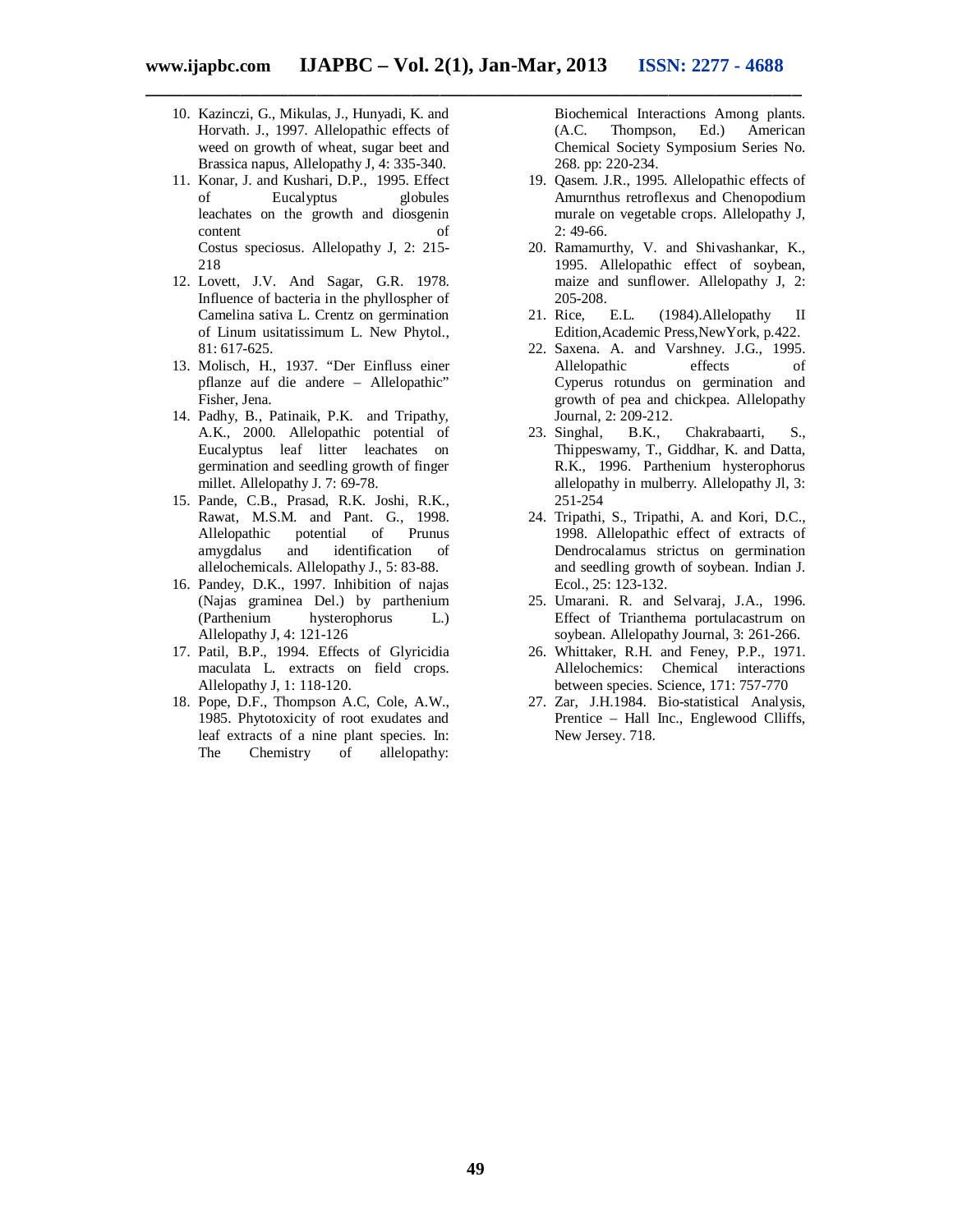10. Kazinczi, G., Mikulas, J., Hunyadi, K. and Horvath. J., 1997. Allelopathic effects of weed on growth of wheat, sugar beet and Brassica napus, Allelopathy J, 4: 335-340.
11. Konar, J. and Kushari, D.P., 1995. Effect of Eucalyptus globules leachates on the growth and diosgenin content of Costus speciosus. Allelopathy J, 2: 215-218
12. Lovett, J.V. And Sagar, G.R. 1978. Influence of bacteria in the phyllospher of Camelina sativa L. Crentz on germination of Linum usitatissimum L. New Phytol., 81: 617-625.
13. Molisch, H., 1937. "Der Einfluss einer pflanze auf die andere – Allelopathic" Fisher, Jena.
14. Padhy, B., Patinaik, P.K. and Tripathy, A.K., 2000. Allelopathic potential of Eucalyptus leaf litter leachates on germination and seedling growth of finger millet. Allelopathy J. 7: 69-78.
15. Pande, C.B., Prasad, R.K. Joshi, R.K., Rawat, M.S.M. and Pant. G., 1998. Allelopathic potential of Prunus amygdalus and identification of allelochemicals. Allelopathy J., 5: 83-88.
16. Pandey, D.K., 1997. Inhibition of najas (Najas graminea Del.) by parthenium (Parthenium hysterophorus L.) Allelopathy J, 4: 121-126
17. Patil, B.P., 1994. Effects of Glyricidia maculata L. extracts on field crops. Allelopathy J, 1: 118-120.
18. Pope, D.F., Thompson A.C, Cole, A.W., 1985. Phytotoxicity of root exudates and leaf extracts of a nine plant species. In: The Chemistry of allelopathy: Biochemical Interactions Among plants. (A.C. Thompson, Ed.) American Chemical Society Symposium Series No. 268. pp: 220-234.
19. Qasem. J.R., 1995. Allelopathic effects of Amurnthus retroflexus and Chenopodium murale on vegetable crops. Allelopathy J, 2: 49-66.
20. Ramamurthy, V. and Shivashankar, K., 1995. Allelopathic effect of soybean, maize and sunflower. Allelopathy J, 2: 205-208.
21. Rice, E.L. (1984).Allelopathy II Edition,Academic Press,NewYork, p.422.
22. Saxena. A. and Varshney. J.G., 1995. Allelopathic effects of Cyperus rotundus on germination and growth of pea and chickpea. Allelopathy Journal, 2: 209-212.
23. Singhal, B.K., Chakrabaarti, S., Thippeswamy, T., Giddhar, K. and Datta, R.K., 1996. Parthenium hysterophorus allelopathy in mulberry. Allelopathy Jl, 3: 251-254
24. Tripathi, S., Tripathi, A. and Kori, D.C., 1998. Allelopathic effect of extracts of Dendrocalamus strictus on germination and seedling growth of soybean. Indian J. Ecol., 25: 123-132.
25. Umarani. R. and Selvaraj, J.A., 1996. Effect of Trianthema portulacastrum on soybean. Allelopathy Journal, 3: 261-266.
26. Whittaker, R.H. and Feney, P.P., 1971. Allelochemics: Chemical interactions between species. Science, 171: 757-770
27. Zar, J.H.1984. Bio-statistical Analysis, Prentice – Hall Inc., Englewood Clliffs, New Jersey. 718.